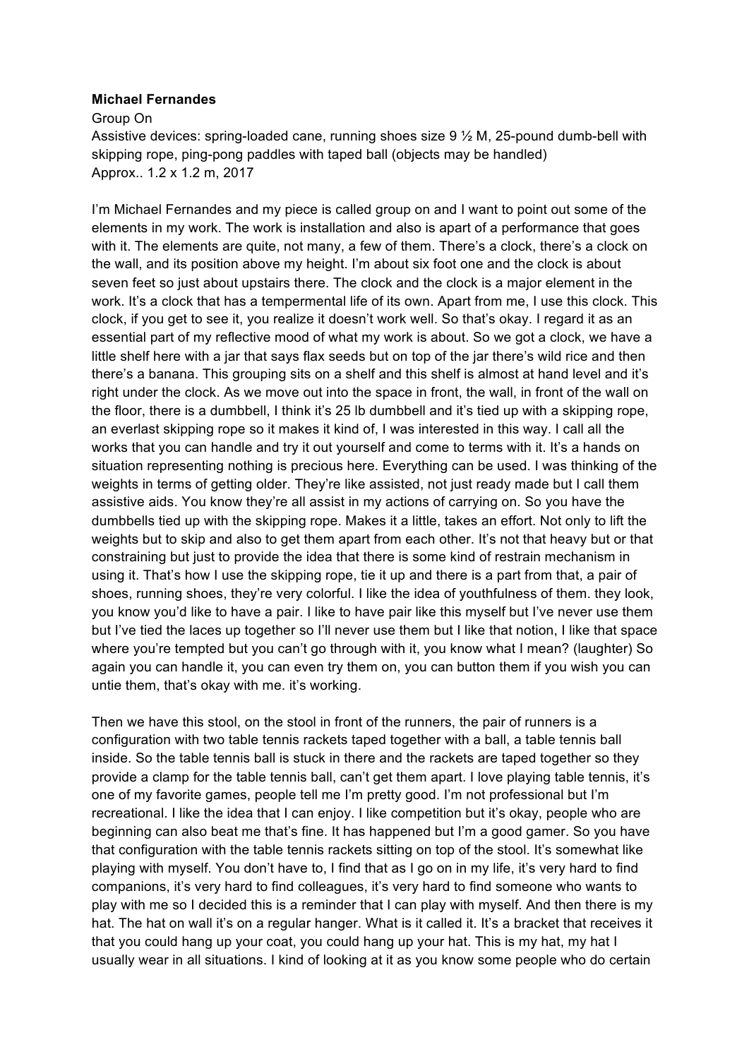**Michael Fernandes**

Group On

Assistive devices: spring-loaded cane, running shoes size 9 ½ M, 25-pound dumb-bell with skipping rope, ping-pong paddles with taped ball (objects may be handled)

Approx.. 1.2 x 1.2 m, 2017

I'm Michael Fernandes and my piece is called group on and I want to point out some of the elements in my work. The work is installation and also is apart of a performance that goes with it. The elements are quite, not many, a few of them. There's a clock, there's a clock on the wall, and its position above my height. I'm about six foot one and the clock is about seven feet so just about upstairs there. The clock and the clock is a major element in the work. It's a clock that has a tempermental life of its own. Apart from me, I use this clock. This clock, if you get to see it, you realize it doesn't work well. So that's okay. I regard it as an essential part of my reflective mood of what my work is about. So we got a clock, we have a little shelf here with a jar that says flax seeds but on top of the jar there's wild rice and then there's a banana. This grouping sits on a shelf and this shelf is almost at hand level and it's right under the clock. As we move out into the space in front, the wall, in front of the wall on the floor, there is a dumbbell, I think it's 25 lb dumbbell and it's tied up with a skipping rope, an everlast skipping rope so it makes it kind of, I was interested in this way. I call all the works that you can handle and try it out yourself and come to terms with it. It's a hands on situation representing nothing is precious here. Everything can be used. I was thinking of the weights in terms of getting older. They're like assisted, not just ready made but I call them assistive aids. You know they're all assist in my actions of carrying on. So you have the dumbbells tied up with the skipping rope. Makes it a little, takes an effort. Not only to lift the weights but to skip and also to get them apart from each other. It's not that heavy but or that constraining but just to provide the idea that there is some kind of restrain mechanism in using it. That's how I use the skipping rope, tie it up and there is a part from that, a pair of shoes, running shoes, they're very colorful. I like the idea of youthfulness of them. they look, you know you'd like to have a pair. I like to have pair like this myself but I've never use them but I've tied the laces up together so I'll never use them but I like that notion, I like that space where you're tempted but you can't go through with it, you know what I mean? (laughter) So again you can handle it, you can even try them on, you can button them if you wish you can untie them, that's okay with me. it's working.

Then we have this stool, on the stool in front of the runners, the pair of runners is a configuration with two table tennis rackets taped together with a ball, a table tennis ball inside. So the table tennis ball is stuck in there and the rackets are taped together so they provide a clamp for the table tennis ball, can't get them apart. I love playing table tennis, it's one of my favorite games, people tell me I'm pretty good. I'm not professional but I'm recreational. I like the idea that I can enjoy. I like competition but it's okay, people who are beginning can also beat me that's fine. It has happened but I'm a good gamer. So you have that configuration with the table tennis rackets sitting on top of the stool. It's somewhat like playing with myself. You don't have to, I find that as I go on in my life, it's very hard to find companions, it's very hard to find colleagues, it's very hard to find someone who wants to play with me so I decided this is a reminder that I can play with myself. And then there is my hat. The hat on wall it's on a regular hanger. What is it called it. It's a bracket that receives it that you could hang up your coat, you could hang up your hat. This is my hat, my hat I usually wear in all situations. I kind of looking at it as you know some people who do certain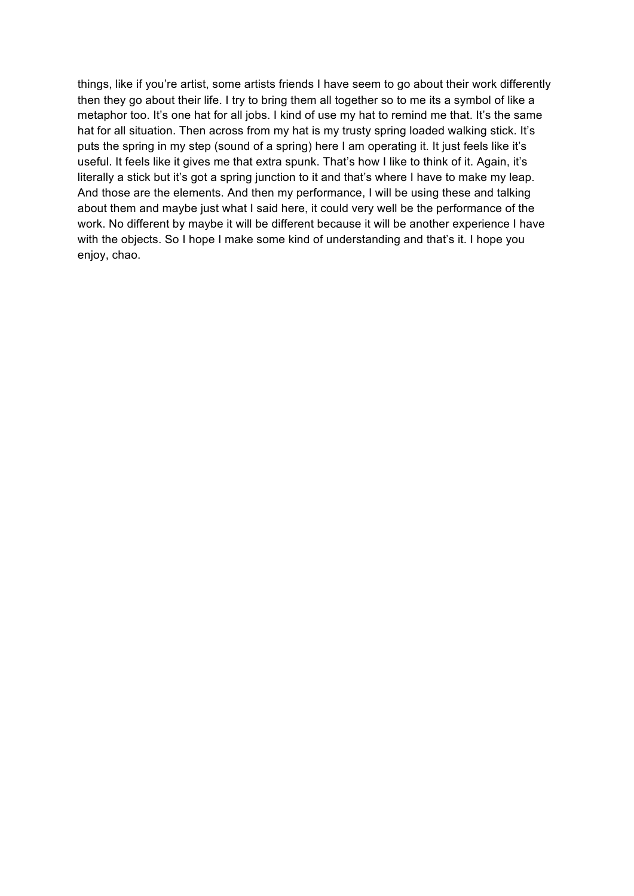things, like if you're artist, some artists friends I have seem to go about their work differently then they go about their life. I try to bring them all together so to me its a symbol of like a metaphor too. It's one hat for all jobs. I kind of use my hat to remind me that. It's the same hat for all situation. Then across from my hat is my trusty spring loaded walking stick. It's puts the spring in my step (sound of a spring) here I am operating it. It just feels like it's useful. It feels like it gives me that extra spunk. That's how I like to think of it. Again, it's literally a stick but it's got a spring junction to it and that's where I have to make my leap. And those are the elements. And then my performance, I will be using these and talking about them and maybe just what I said here, it could very well be the performance of the work. No different by maybe it will be different because it will be another experience I have with the objects. So I hope I make some kind of understanding and that's it. I hope you enjoy, chao.